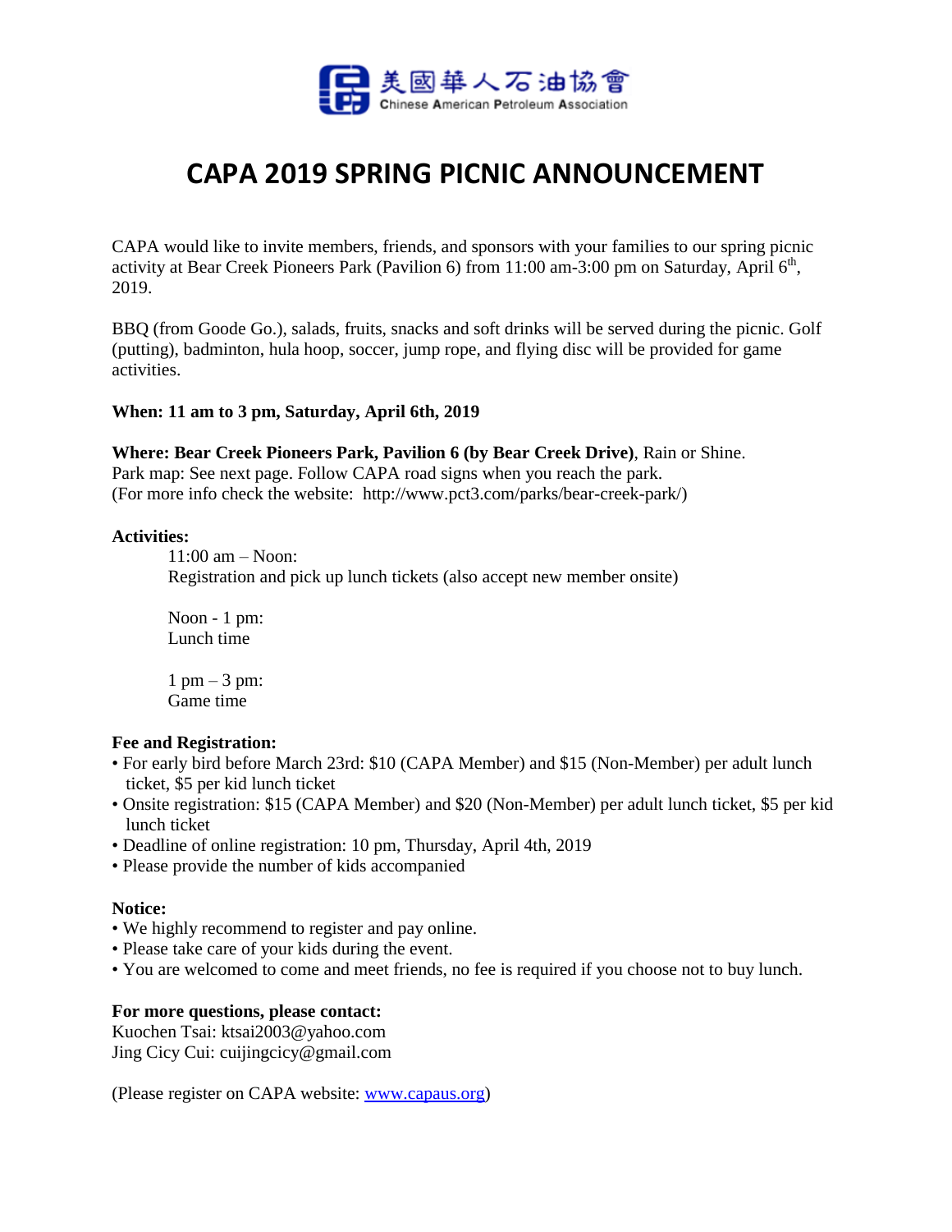美國華人石油協會
Chinese American Petroleum Association

# CAPA 2019 SPRING PICNIC ANNOUNCEMENT

CAPA would like to invite members, friends, and sponsors with your families to our spring picnic activity at Bear Creek Pioneers Park (Pavilion 6) from 11:00 am-3:00 pm on Saturday, April 6th, 2019.

BBQ (from Goode Go.), salads, fruits, snacks and soft drinks will be served during the picnic. Golf (putting), badminton, hula hoop, soccer, jump rope, and flying disc will be provided for game activities.

**When: 11 am to 3 pm, Saturday, April 6th, 2019**

**Where: Bear Creek Pioneers Park, Pavilion 6 (by Bear Creek Drive)**, Rain or Shine.
Park map: See next page. Follow CAPA road signs when you reach the park.
(For more info check the website: http://www.pct3.com/parks/bear-creek-park/)

**Activities:**

11:00 am – Noon:
Registration and pick up lunch tickets (also accept new member onsite)

Noon - 1 pm:
Lunch time

1 pm – 3 pm:
Game time

**Fee and Registration:**

- For early bird before March 23rd: $10 (CAPA Member) and $15 (Non-Member) per adult lunch ticket, $5 per kid lunch ticket
- Onsite registration: $15 (CAPA Member) and $20 (Non-Member) per adult lunch ticket, $5 per kid lunch ticket
- Deadline of online registration: 10 pm, Thursday, April 4th, 2019
- Please provide the number of kids accompanied

**Notice:**

- We highly recommend to register and pay online.
- Please take care of your kids during the event.
- You are welcomed to come and meet friends, no fee is required if you choose not to buy lunch.

**For more questions, please contact:**
Kuochen Tsai: ktsai2003@yahoo.com
Jing Cicy Cui: cuijingcicy@gmail.com

(Please register on CAPA website: www.capaus.org)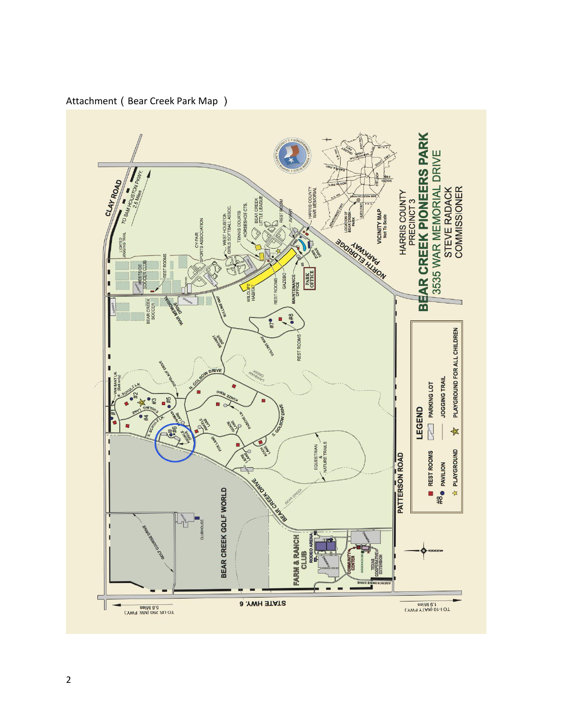Attachment ( Bear Creek Park Map )

BEAR CREEK PIONEERS PARK
3535 WAR MEMORIAL DRIVE
HARRIS COUNTY
PRECINCT 3
STEVE RADACK
COMMISSIONER

VICINITY MAP
Not To Scale

LOCATION OF BEAR CREEK PARK

LEGEND
REST ROOMS
#8 PAVILION
PLAYGROUND
PARKING LOT
JOGGING TRAIL
PLAYGROUND FOR ALL CHILDREN

CLAY ROAD
TO SAM HOUSTON PKWY. 2.5 Miles
LIGHTED JOGGING TRAIL
WESTSIDE SOCCER CLUB
REST ROOMS
CY-FAIR SPORTS ASSOCIATION
WEST HOUSTON GIRLS SOFTBALL ASSOC.
TENNIS COURTS
HORSESHOE CTS.
BEAR CREEK LITTLE LEAGUE
REST ROOM
AVIARY
HARRIS COUNTY WAR MEMORIAL
NORTH ELDRIDGE PARKWAY
ZOBE DRIVE
PARK OFFICE
MAINTENANCE OFFICE
GAZEBO
REST ROOMS
WILDLIFE HABITAT
BEAR CREEK SOCCER
WAR MEMORIAL DRIVE
SULLINS WAY
BRANDT DRIVE
REST ROOMS
#7
#8
LANGHAM CREEK
N. GOLBOW DRIVE
DORSLAUF DRIVE
VAN SANT LN. (Exit only)
N. SCHULZ LN.
#1
#2
#3
#4
#5
#6
EGGLING LANE
S. SCHULZ LN.
KRAHN LANE
MARKE DRIVE
KUNZE ROAD
ANGELE LANE
GUIDE LANE
FASCHE LN.
FOX LANE
S. GOLBOW DRIVE
KOCH LANE
LANE LANE
EQUESTRIAN & NATURE TRAILS
BEAR CREEK
BEAR CREEK DRIVE
PATTERSON ROAD
BEAR CREEK GOLF WORLD
CLUBHOUSE
GOLF COURSE DRIVE
FARM & RANCH CLUB
RODEO ARENA
COMMUNITY CENTER
GREENHOUSE
TEXAS COOPERATIVE EXTENSION
ABERCROMBIE DRIVE
STATE HWY. 6
TO US 290 (NW. FWY.) 5.8 Miles
TO I-10 (KATY FWY.) 1.9 Miles